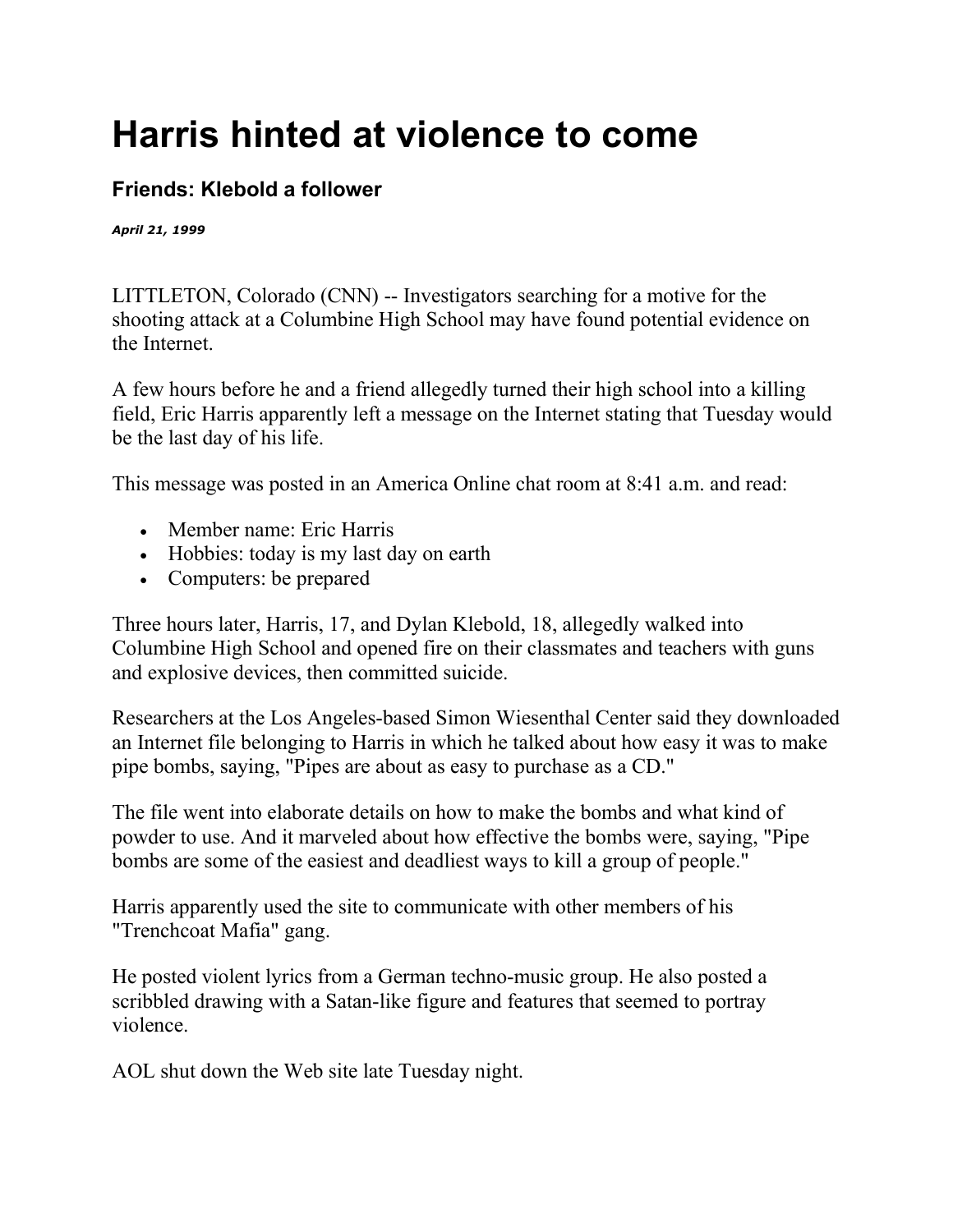# Harris hinted at violence to come

### Friends: Klebold a follower

***April 21, 1999***

LITTLETON, Colorado (CNN) -- Investigators searching for a motive for the shooting attack at a Columbine High School may have found potential evidence on the Internet.

A few hours before he and a friend allegedly turned their high school into a killing field, Eric Harris apparently left a message on the Internet stating that Tuesday would be the last day of his life.

This message was posted in an America Online chat room at 8:41 a.m. and read:

- Member name: Eric Harris
- Hobbies: today is my last day on earth
- Computers: be prepared

Three hours later, Harris, 17, and Dylan Klebold, 18, allegedly walked into Columbine High School and opened fire on their classmates and teachers with guns and explosive devices, then committed suicide.

Researchers at the Los Angeles-based Simon Wiesenthal Center said they downloaded an Internet file belonging to Harris in which he talked about how easy it was to make pipe bombs, saying, "Pipes are about as easy to purchase as a CD."

The file went into elaborate details on how to make the bombs and what kind of powder to use. And it marveled about how effective the bombs were, saying, "Pipe bombs are some of the easiest and deadliest ways to kill a group of people."

Harris apparently used the site to communicate with other members of his "Trenchcoat Mafia" gang.

He posted violent lyrics from a German techno-music group. He also posted a scribbled drawing with a Satan-like figure and features that seemed to portray violence.

AOL shut down the Web site late Tuesday night.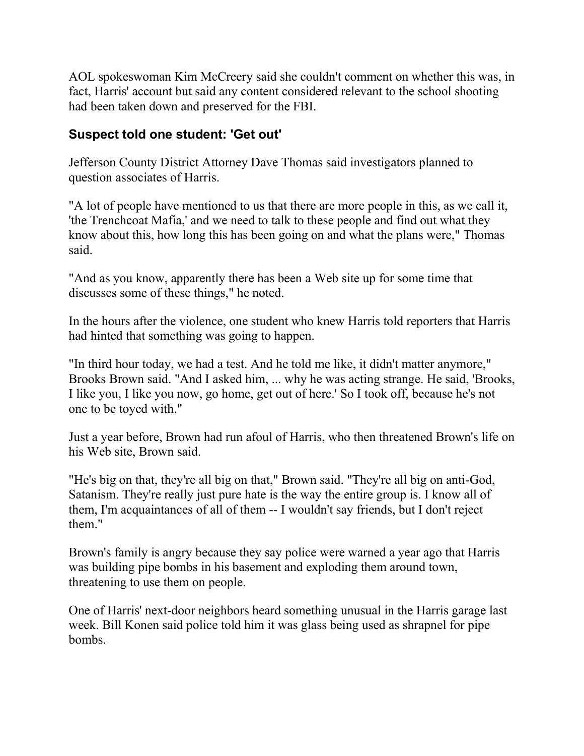AOL spokeswoman Kim McCreery said she couldn't comment on whether this was, in fact, Harris' account but said any content considered relevant to the school shooting had been taken down and preserved for the FBI.

## Suspect told one student: 'Get out'

Jefferson County District Attorney Dave Thomas said investigators planned to question associates of Harris.

"A lot of people have mentioned to us that there are more people in this, as we call it, 'the Trenchcoat Mafia,' and we need to talk to these people and find out what they know about this, how long this has been going on and what the plans were," Thomas said.

"And as you know, apparently there has been a Web site up for some time that discusses some of these things," he noted.

In the hours after the violence, one student who knew Harris told reporters that Harris had hinted that something was going to happen.

"In third hour today, we had a test. And he told me like, it didn't matter anymore," Brooks Brown said. "And I asked him, ... why he was acting strange. He said, 'Brooks, I like you, I like you now, go home, get out of here.' So I took off, because he's not one to be toyed with."

Just a year before, Brown had run afoul of Harris, who then threatened Brown's life on his Web site, Brown said.

"He's big on that, they're all big on that," Brown said. "They're all big on anti-God, Satanism. They're really just pure hate is the way the entire group is. I know all of them, I'm acquaintances of all of them -- I wouldn't say friends, but I don't reject them."

Brown's family is angry because they say police were warned a year ago that Harris was building pipe bombs in his basement and exploding them around town, threatening to use them on people.

One of Harris' next-door neighbors heard something unusual in the Harris garage last week. Bill Konen said police told him it was glass being used as shrapnel for pipe bombs.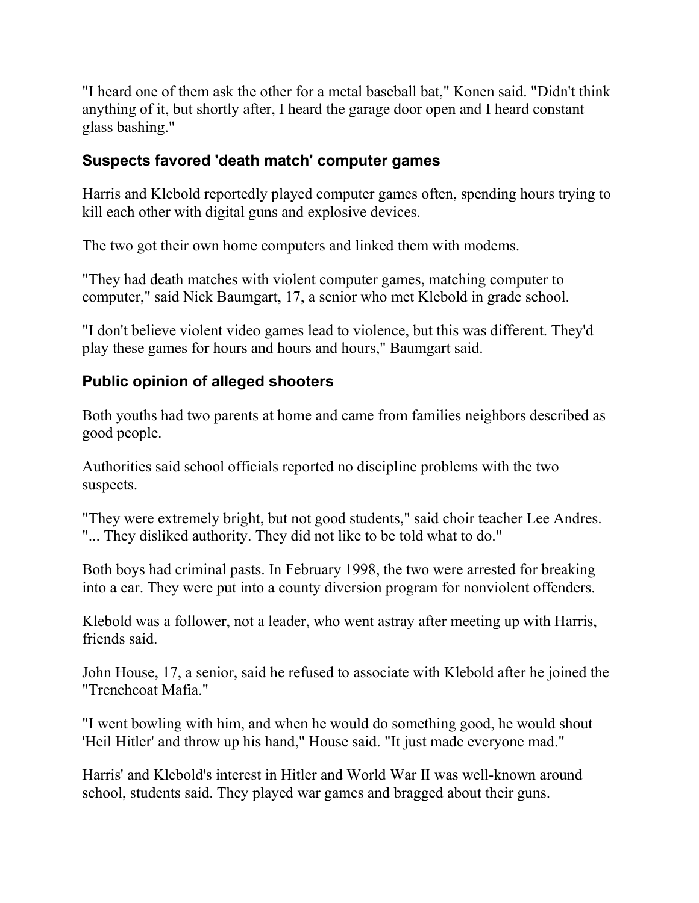"I heard one of them ask the other for a metal baseball bat," Konen said. "Didn't think anything of it, but shortly after, I heard the garage door open and I heard constant glass bashing."

### Suspects favored 'death match' computer games

Harris and Klebold reportedly played computer games often, spending hours trying to kill each other with digital guns and explosive devices.

The two got their own home computers and linked them with modems.

"They had death matches with violent computer games, matching computer to computer," said Nick Baumgart, 17, a senior who met Klebold in grade school.

"I don't believe violent video games lead to violence, but this was different. They'd play these games for hours and hours and hours," Baumgart said.

### Public opinion of alleged shooters

Both youths had two parents at home and came from families neighbors described as good people.

Authorities said school officials reported no discipline problems with the two suspects.

"They were extremely bright, but not good students," said choir teacher Lee Andres. "... They disliked authority. They did not like to be told what to do."

Both boys had criminal pasts. In February 1998, the two were arrested for breaking into a car. They were put into a county diversion program for nonviolent offenders.

Klebold was a follower, not a leader, who went astray after meeting up with Harris, friends said.

John House, 17, a senior, said he refused to associate with Klebold after he joined the "Trenchcoat Mafia."

"I went bowling with him, and when he would do something good, he would shout 'Heil Hitler' and throw up his hand," House said. "It just made everyone mad."

Harris' and Klebold's interest in Hitler and World War II was well-known around school, students said. They played war games and bragged about their guns.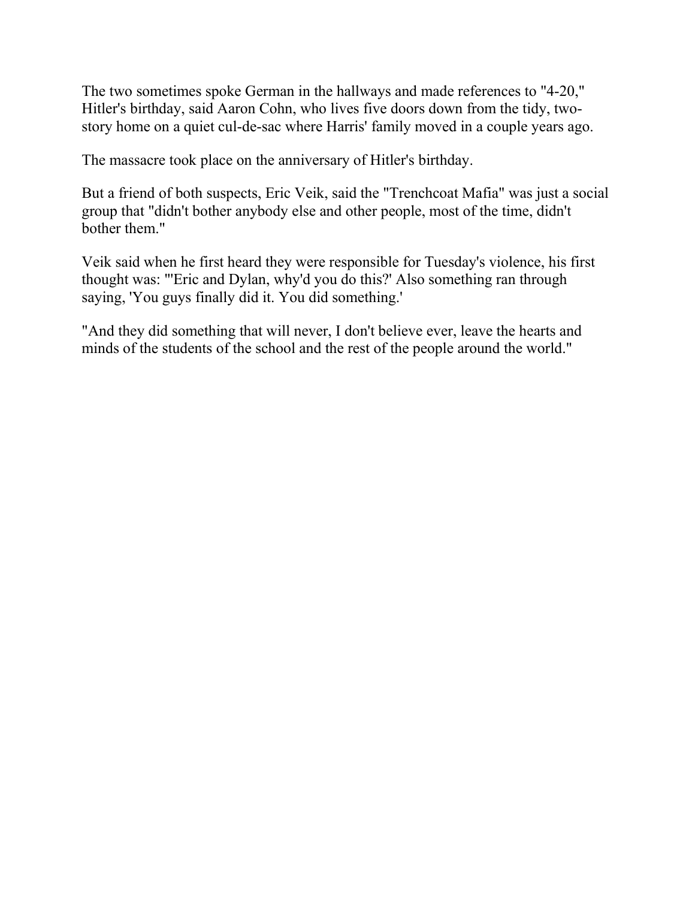The two sometimes spoke German in the hallways and made references to "4-20," Hitler's birthday, said Aaron Cohn, who lives five doors down from the tidy, two-story home on a quiet cul-de-sac where Harris' family moved in a couple years ago.

The massacre took place on the anniversary of Hitler's birthday.

But a friend of both suspects, Eric Veik, said the "Trenchcoat Mafia" was just a social group that "didn't bother anybody else and other people, most of the time, didn't bother them."

Veik said when he first heard they were responsible for Tuesday's violence, his first thought was: "'Eric and Dylan, why'd you do this?' Also something ran through saying, 'You guys finally did it. You did something.'

"And they did something that will never, I don't believe ever, leave the hearts and minds of the students of the school and the rest of the people around the world."